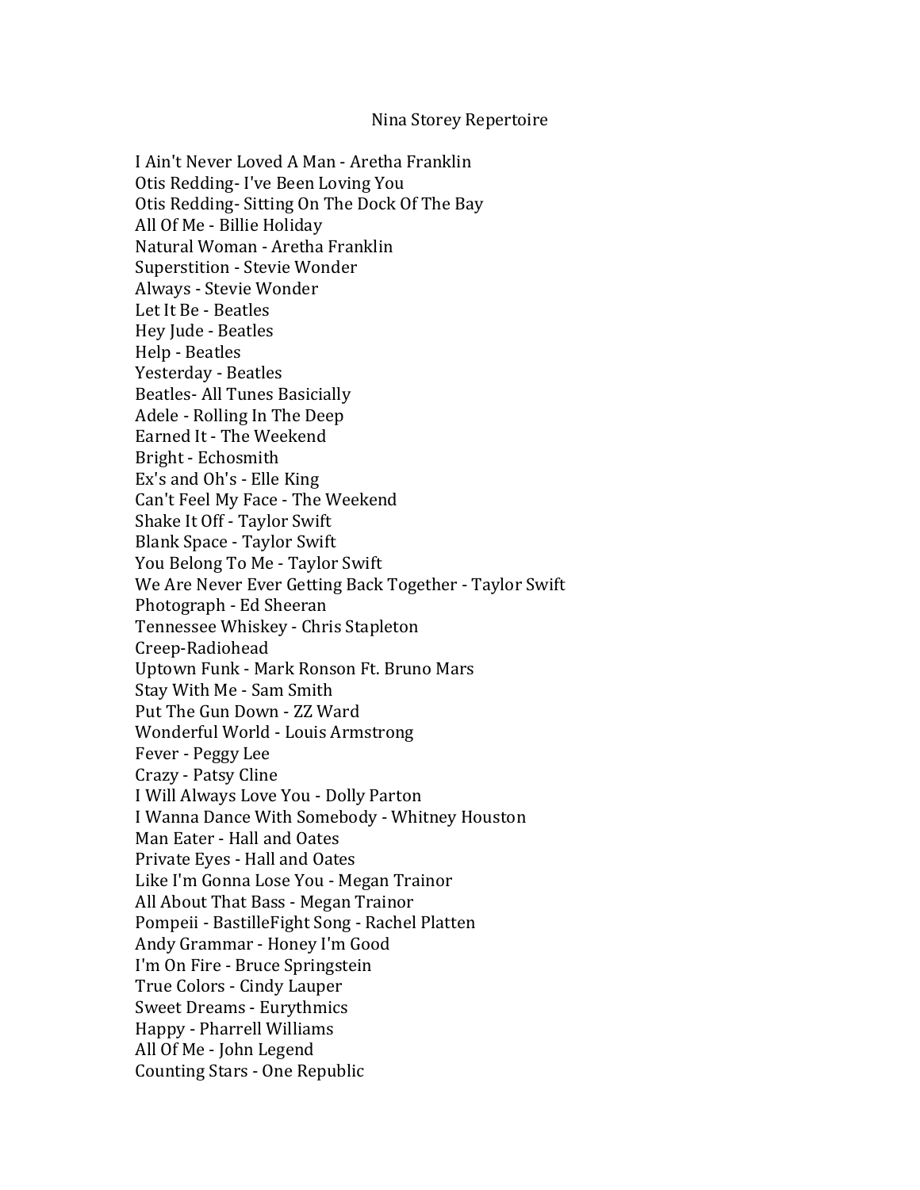# Nina Storey Repertoire

I Ain't Never Loved A Man - Aretha Franklin
Otis Redding- I've Been Loving You
Otis Redding- Sitting On The Dock Of The Bay
All Of Me - Billie Holiday
Natural Woman - Aretha Franklin
Superstition - Stevie Wonder
Always - Stevie Wonder
Let It Be - Beatles
Hey Jude - Beatles
Help - Beatles
Yesterday - Beatles
Beatles- All Tunes Basicially
Adele - Rolling In The Deep
Earned It - The Weekend
Bright - Echosmith
Ex's and Oh's - Elle King
Can't Feel My Face - The Weekend
Shake It Off - Taylor Swift
Blank Space - Taylor Swift
You Belong To Me - Taylor Swift
We Are Never Ever Getting Back Together - Taylor Swift
Photograph - Ed Sheeran
Tennessee Whiskey - Chris Stapleton
Creep-Radiohead
Uptown Funk - Mark Ronson Ft. Bruno Mars
Stay With Me - Sam Smith
Put The Gun Down - ZZ Ward
Wonderful World - Louis Armstrong
Fever - Peggy Lee
Crazy - Patsy Cline
I Will Always Love You - Dolly Parton
I Wanna Dance With Somebody - Whitney Houston
Man Eater - Hall and Oates
Private Eyes - Hall and Oates
Like I'm Gonna Lose You - Megan Trainor
All About That Bass - Megan Trainor
Pompeii - BastilleFight Song - Rachel Platten
Andy Grammar - Honey I'm Good
I'm On Fire - Bruce Springstein
True Colors - Cindy Lauper
Sweet Dreams - Eurythmics
Happy - Pharrell Williams
All Of Me - John Legend
Counting Stars - One Republic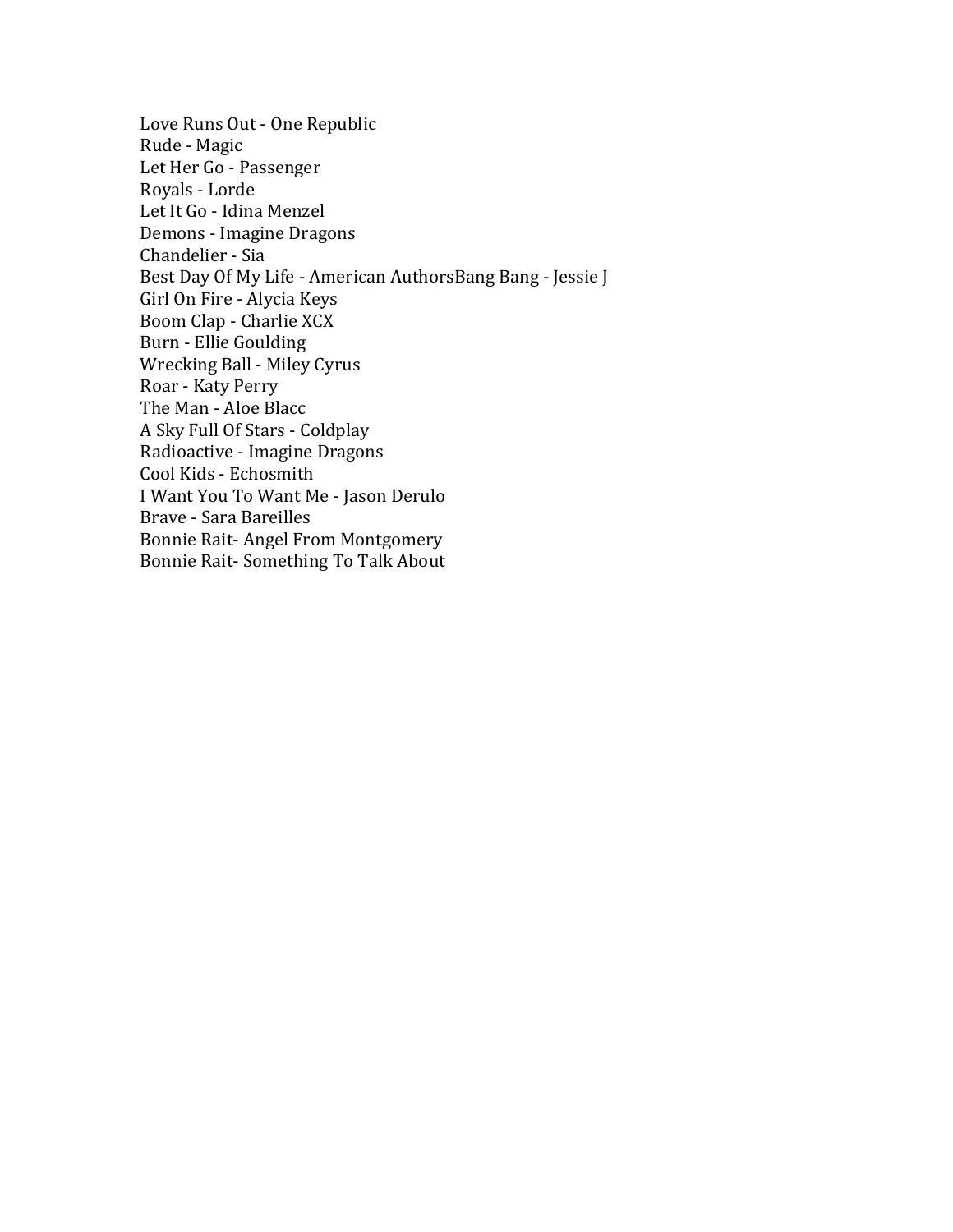Love Runs Out - One Republic
Rude - Magic
Let Her Go - Passenger
Royals - Lorde
Let It Go - Idina Menzel
Demons - Imagine Dragons
Chandelier - Sia
Best Day Of My Life - American AuthorsBang Bang - Jessie J
Girl On Fire - Alycia Keys
Boom Clap - Charlie XCX
Burn - Ellie Goulding
Wrecking Ball - Miley Cyrus
Roar - Katy Perry
The Man - Aloe Blacc
A Sky Full Of Stars - Coldplay
Radioactive - Imagine Dragons
Cool Kids - Echosmith
I Want You To Want Me - Jason Derulo
Brave - Sara Bareilles
Bonnie Rait- Angel From Montgomery
Bonnie Rait- Something To Talk About